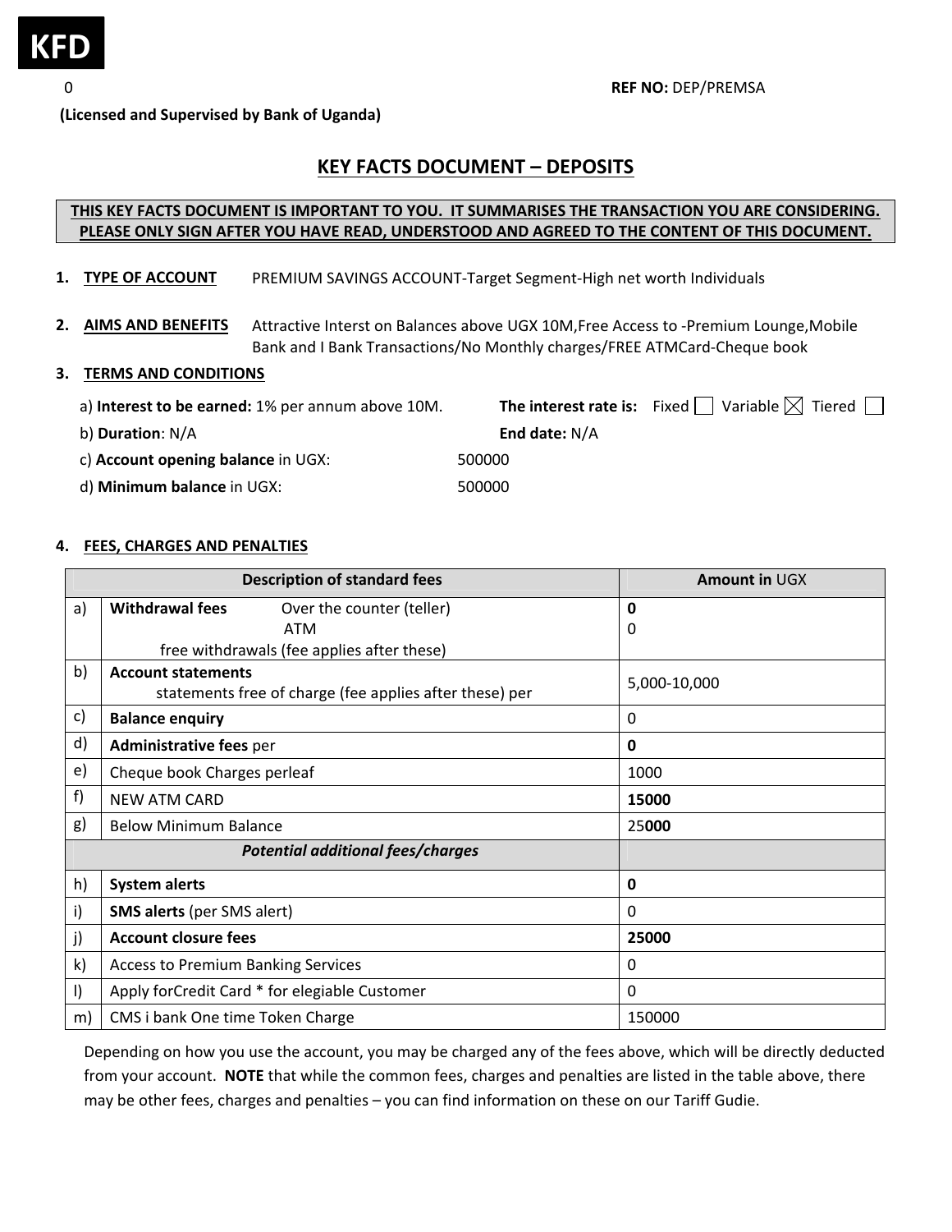**KFD**

0 **REF NO:** DEP/PREMSA

**(Licensed and Supervised by Bank of Uganda)**

# KEY FACTS DOCUMENT – DEPOSITS

**THIS KEY FACTS DOCUMENT IS IMPORTANT TO YOU. IT SUMMARISES THE TRANSACTION YOU ARE CONSIDERING. PLEASE ONLY SIGN AFTER YOU HAVE READ, UNDERSTOOD AND AGREED TO THE CONTENT OF THIS DOCUMENT.**

1. **TYPE OF ACCOUNT** PREMIUM SAVINGS ACCOUNT-Target Segment-High net worth Individuals

2. **AIMS AND BENEFITS** Attractive Interst on Balances above UGX 10M,Free Access to -Premium Lounge,Mobile Bank and I Bank Transactions/No Monthly charges/FREE ATMCard-Cheque book

3. **TERMS AND CONDITIONS**

   a) **Interest to be earned:** 1% per annum above 10M. **The interest rate is:** Fixed ☐ Variable ☒ Tiered ☐

   b) **Duration**: N/A **End date:** N/A

   c) **Account opening balance** in UGX: 500000

   d) **Minimum balance** in UGX: 500000

4. **FEES, CHARGES AND PENALTIES**

| | Description of standard fees | Amount in UGX |
|---|---|---|
| a) | **Withdrawal fees** Over the counter (teller)<br>ATM<br>free withdrawals (fee applies after these) | **0**<br>0 |
| b) | **Account statements**<br>statements free of charge (fee applies after these) per | 5,000-10,000 |
| c) | **Balance enquiry** | 0 |
| d) | **Administrative fees** per | **0** |
| e) | Cheque book Charges perleaf | 1000 |
| f) | NEW ATM CARD | **15000** |
| g) | Below Minimum Balance | 25**000** |
| | ***Potential additional fees/charges*** | |
| h) | **System alerts** | **0** |
| i) | **SMS alerts** (per SMS alert) | 0 |
| j) | **Account closure fees** | **25000** |
| k) | Access to Premium Banking Services | 0 |
| l) | Apply forCredit Card * for elegiable Customer | 0 |
| m) | CMS i bank One time Token Charge | 150000 |

Depending on how you use the account, you may be charged any of the fees above, which will be directly deducted from your account. **NOTE** that while the common fees, charges and penalties are listed in the table above, there may be other fees, charges and penalties – you can find information on these on our Tariff Gudie.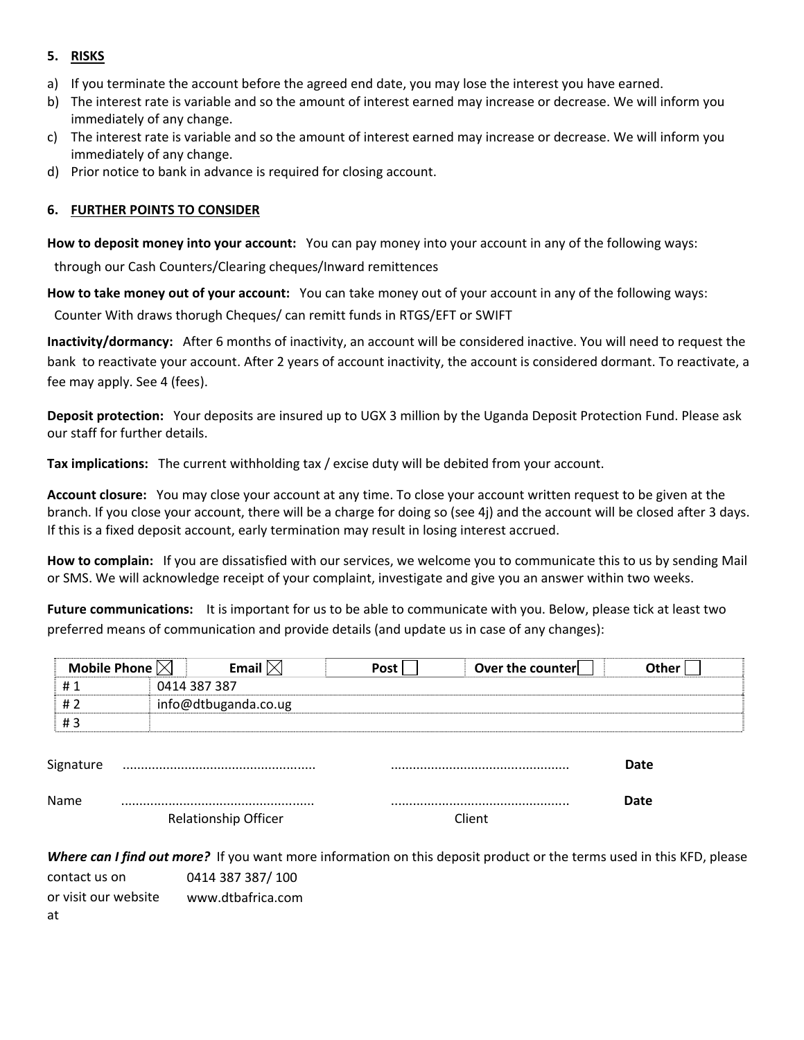## 5. RISKS

a) If you terminate the account before the agreed end date, you may lose the interest you have earned.
b) The interest rate is variable and so the amount of interest earned may increase or decrease. We will inform you immediately of any change.
c) The interest rate is variable and so the amount of interest earned may increase or decrease. We will inform you immediately of any change.
d) Prior notice to bank in advance is required for closing account.

## 6. FURTHER POINTS TO CONSIDER

**How to deposit money into your account:** You can pay money into your account in any of the following ways:

through our Cash Counters/Clearing cheques/Inward remittences

**How to take money out of your account:** You can take money out of your account in any of the following ways:

Counter With draws thorugh Cheques/ can remitt funds in RTGS/EFT or SWIFT

**Inactivity/dormancy:** After 6 months of inactivity, an account will be considered inactive. You will need to request the bank to reactivate your account. After 2 years of account inactivity, the account is considered dormant. To reactivate, a fee may apply. See 4 (fees).

**Deposit protection:** Your deposits are insured up to UGX 3 million by the Uganda Deposit Protection Fund. Please ask our staff for further details.

**Tax implications:** The current withholding tax / excise duty will be debited from your account.

**Account closure:** You may close your account at any time. To close your account written request to be given at the branch. If you close your account, there will be a charge for doing so (see 4j) and the account will be closed after 3 days. If this is a fixed deposit account, early termination may result in losing interest accrued.

**How to complain:** If you are dissatisfied with our services, we welcome you to communicate this to us by sending Mail or SMS. We will acknowledge receipt of your complaint, investigate and give you an answer within two weeks.

**Future communications:** It is important for us to be able to communicate with you. Below, please tick at least two preferred means of communication and provide details (and update us in case of any changes):

| Mobile Phone ☒ | Email ☒ | Post ☐ | Over the counter ☐ | Other ☐ |
|---|---|---|---|---|
| # 1 | 0414 387 387 | | | |
| # 2 | info@dtbuganda.co.ug | | | |
| # 3 | | | | |

Signature ..................................................... ................................................ **Date**

Name ..................................................... ................................................ **Date**

Relationship Officer Client

***Where can I find out more?*** If you want more information on this deposit product or the terms used in this KFD, please contact us on 0414 387 387/ 100
or visit our website at www.dtbafrica.com